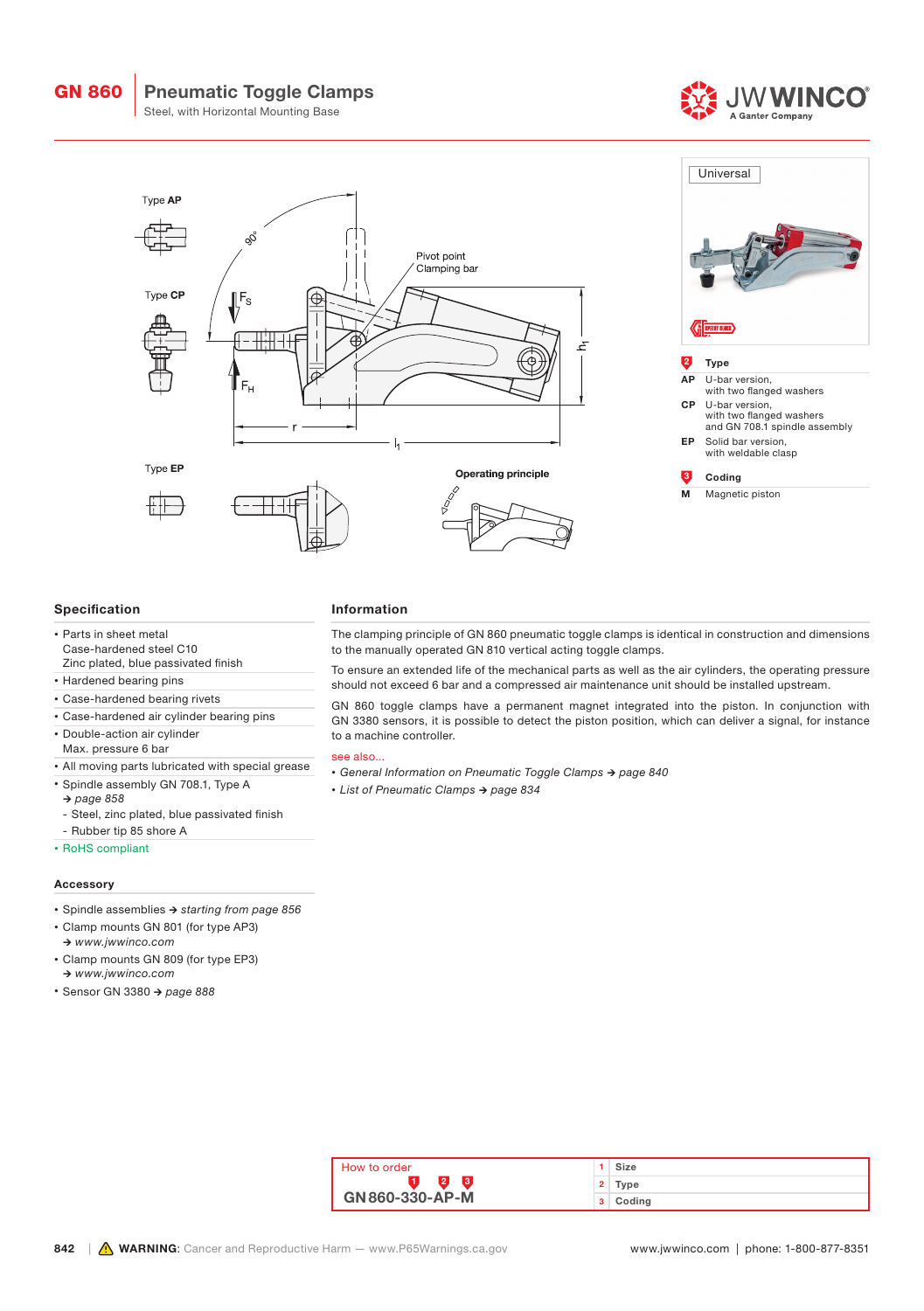# GN 860 Pneumatic Toggle Clamps

Steel, with Horizontal Mounting Base

Type **AP**

Type **CP**

Type **EP**

Pivot point Clamping bar

**Operating principle**

Universal

**2 Type**

**AP** U-bar version, with two flanged washers

**CP** U-bar version, with two flanged washers and GN 708.1 spindle assembly

**EP** Solid bar version, with weldable clasp

**3 Coding**

**M** Magnetic piston

## Specification

- Parts in sheet metal
  Case-hardened steel C10
  Zinc plated, blue passivated finish
- Hardened bearing pins
- Case-hardened bearing rivets
- Case-hardened air cylinder bearing pins
- Double-action air cylinder
  Max. pressure 6 bar
- All moving parts lubricated with special grease
- Spindle assembly GN 708.1, Type A
  → *page 858*
  - Steel, zinc plated, blue passivated finish
  - Rubber tip 85 shore A
- RoHS compliant

## Accessory

- Spindle assemblies → *starting from page 856*
- Clamp mounts GN 801 (for type AP3)
  → *www.jwwinco.com*
- Clamp mounts GN 809 (for type EP3)
  → *www.jwwinco.com*
- Sensor GN 3380 → *page 888*

## Information

The clamping principle of GN 860 pneumatic toggle clamps is identical in construction and dimensions to the manually operated GN 810 vertical acting toggle clamps.

To ensure an extended life of the mechanical parts as well as the air cylinders, the operating pressure should not exceed 6 bar and a compressed air maintenance unit should be installed upstream.

GN 860 toggle clamps have a permanent magnet integrated into the piston. In conjunction with GN 3380 sensors, it is possible to detect the piston position, which can deliver a signal, for instance to a machine controller.

see also...

- *General Information on Pneumatic Toggle Clamps → page 840*
- *List of Pneumatic Clamps → page 834*

How to order

**GN 860-330-AP-M**

| | |
|---|---|
| 1 | Size |
| 2 | Type |
| 3 | Coding |

**WARNING**: Cancer and Reproductive Harm — www.P65Warnings.ca.gov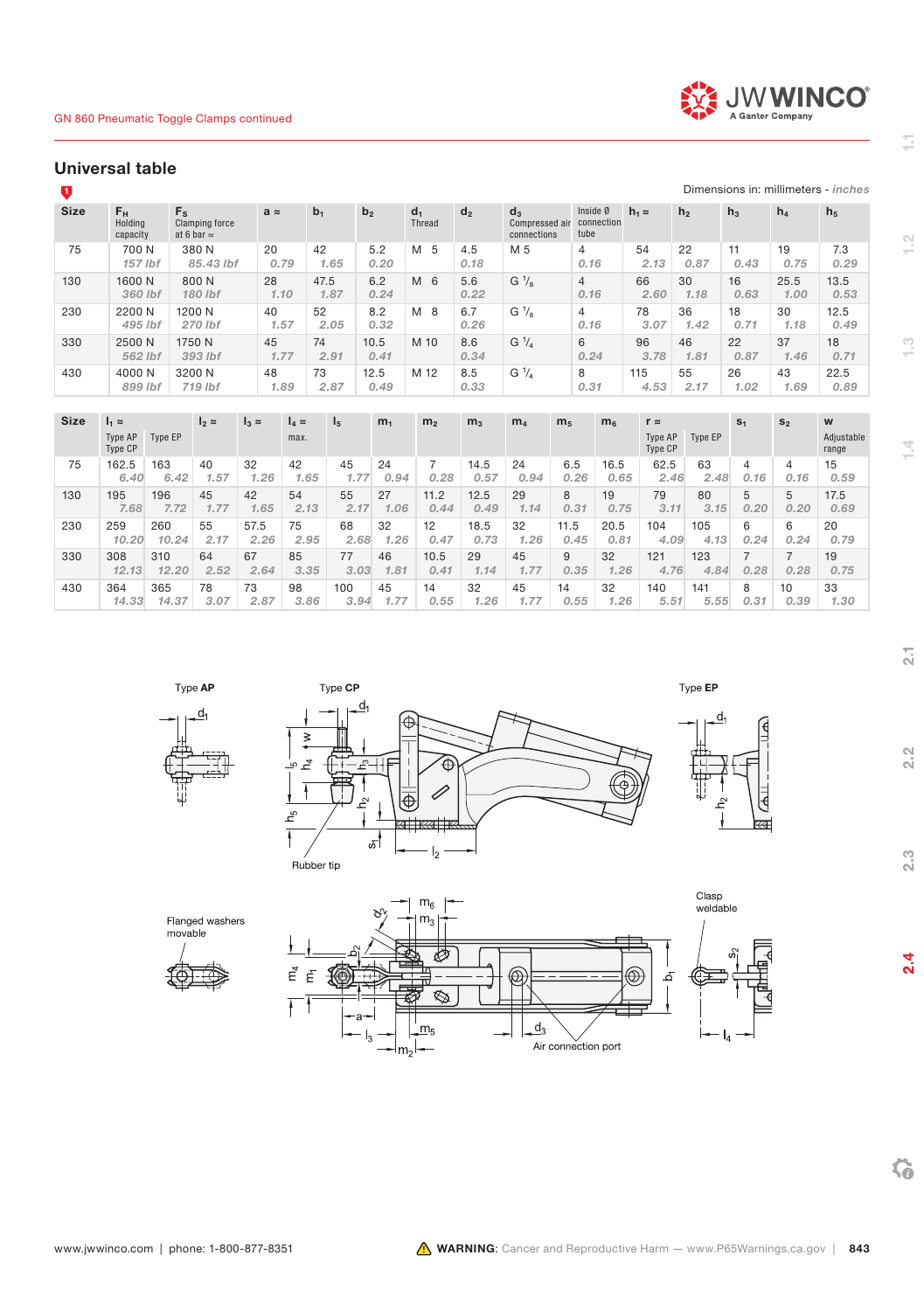GN 860 Pneumatic Toggle Clamps continued

## Universal table

Dimensions in: millimeters - *inches*

| Size | $F_H$ Holding capacity | $F_S$ Clamping force at 6 bar ≈ | a ≈ | $b_1$ | $b_2$ | $d_1$ Thread | $d_2$ | $d_3$ Compressed air connections | Inside Ø connection tube | $h_1$ ≈ | $h_2$ | $h_3$ | $h_4$ | $h_5$ |
|---|---|---|---|---|---|---|---|---|---|---|---|---|---|---|
| 75 | 700 N *157 lbf* | 380 N *85.43 lbf* | 20 *0.79* | 42 *1.65* | 5.2 *0.20* | M 5 | 4.5 *0.18* | M 5 | 4 *0.16* | 54 *2.13* | 22 *0.87* | 11 *0.43* | 19 *0.75* | 7.3 *0.29* |
| 130 | 1600 N *360 lbf* | 800 N *180 lbf* | 28 *1.10* | 47.5 *1.87* | 6.2 *0.24* | M 6 | 5.6 *0.22* | G 1/8 | 4 *0.16* | 66 *2.60* | 30 *1.18* | 16 *0.63* | 25.5 *1.00* | 13.5 *0.53* |
| 230 | 2200 N *495 lbf* | 1200 N *270 lbf* | 40 *1.57* | 52 *2.05* | 8.2 *0.32* | M 8 | 6.7 *0.26* | G 1/8 | 4 *0.16* | 78 *3.07* | 36 *1.42* | 18 *0.71* | 30 *1.18* | 12.5 *0.49* |
| 330 | 2500 N *562 lbf* | 1750 N *393 lbf* | 45 *1.77* | 74 *2.91* | 10.5 *0.41* | M 10 | 8.6 *0.34* | G 1/4 | 6 *0.24* | 96 *3.78* | 46 *1.81* | 22 *0.87* | 37 *1.46* | 18 *0.71* |
| 430 | 4000 N *899 lbf* | 3200 N *719 lbf* | 48 *1.89* | 73 *2.87* | 12.5 *0.49* | M 12 | 8.5 *0.33* | G 1/4 | 8 *0.31* | 115 *4.53* | 55 *2.17* | 26 *1.02* | 43 *1.69* | 22.5 *0.89* |

| Size | $l_1$ ≈ Type AP Type CP | $l_1$ ≈ Type EP | $l_2$ ≈ | $l_3$ ≈ | $l_4$ ≈ max. | $l_5$ | $m_1$ | $m_2$ | $m_3$ | $m_4$ | $m_5$ | $m_6$ | r ≈ Type AP Type CP | r ≈ Type EP | $s_1$ | $s_2$ | w Adjustable range |
|---|---|---|---|---|---|---|---|---|---|---|---|---|---|---|---|---|---|
| 75 | 162.5 *6.40* | 163 *6.42* | 40 *1.57* | 32 *1.26* | 42 *1.65* | 45 *1.77* | 24 *0.94* | 7 *0.28* | 14.5 *0.57* | 24 *0.94* | 6.5 *0.26* | 16.5 *0.65* | 62.5 *2.46* | 63 *2.48* | 4 *0.16* | 4 *0.16* | 15 *0.59* |
| 130 | 195 *7.68* | 196 *7.72* | 45 *1.77* | 42 *1.65* | 54 *2.13* | 55 *2.17* | 27 *1.06* | 11.2 *0.44* | 12.5 *0.49* | 29 *1.14* | 8 *0.31* | 19 *0.75* | 79 *3.11* | 80 *3.15* | 5 *0.20* | 5 *0.20* | 17.5 *0.69* |
| 230 | 259 *10.20* | 260 *10.24* | 55 *2.17* | 57.5 *2.26* | 75 *2.95* | 68 *2.68* | 32 *1.26* | 12 *0.47* | 18.5 *0.73* | 32 *1.26* | 11.5 *0.45* | 20.5 *0.81* | 104 *4.09* | 105 *4.13* | 6 *0.24* | 6 *0.24* | 20 *0.79* |
| 330 | 308 *12.13* | 310 *12.20* | 64 *2.52* | 67 *2.64* | 85 *3.35* | 77 *3.03* | 46 *1.81* | 10.5 *0.41* | 29 *1.14* | 45 *1.77* | 9 *0.35* | 32 *1.26* | 121 *4.76* | 123 *4.84* | 7 *0.28* | 7 *0.28* | 19 *0.75* |
| 430 | 364 *14.33* | 365 *14.37* | 78 *3.07* | 73 *2.87* | 98 *3.86* | 100 *3.94* | 45 *1.77* | 14 *0.55* | 32 *1.26* | 45 *1.77* | 14 *0.55* | 32 *1.26* | 140 *5.51* | 141 *5.55* | 8 *0.31* | 10 *0.39* | 33 *1.30* |

Type AP

Type CP

Type EP

Rubber tip

Flanged washers movable

Clasp weldable

Air connection port